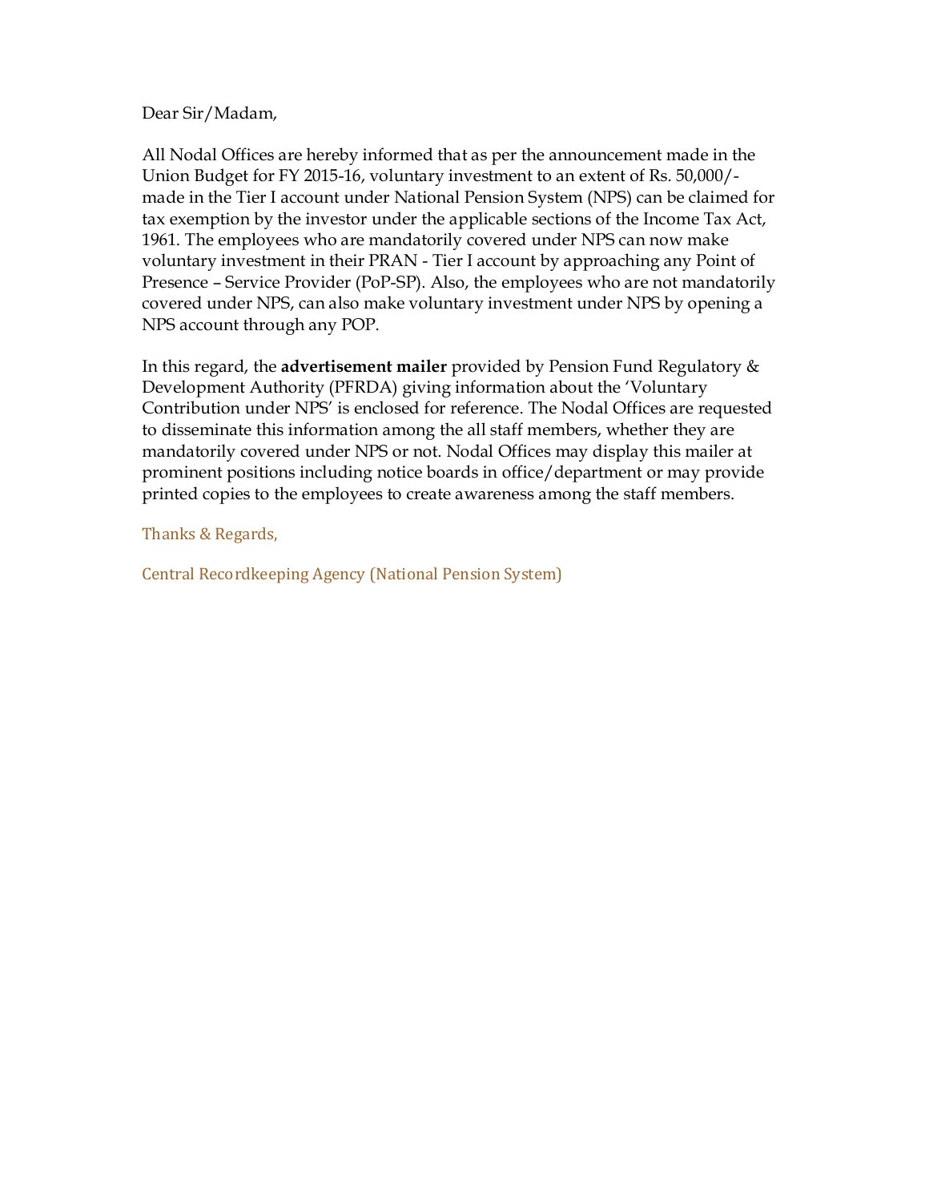Dear Sir/Madam,

All Nodal Offices are hereby informed that as per the announcement made in the Union Budget for FY 2015-16, voluntary investment to an extent of Rs. 50,000/- made in the Tier I account under National Pension System (NPS) can be claimed for tax exemption by the investor under the applicable sections of the Income Tax Act, 1961. The employees who are mandatorily covered under NPS can now make voluntary investment in their PRAN - Tier I account by approaching any Point of Presence – Service Provider (PoP-SP). Also, the employees who are not mandatorily covered under NPS, can also make voluntary investment under NPS by opening a NPS account through any POP.

In this regard, the **advertisement mailer** provided by Pension Fund Regulatory & Development Authority (PFRDA) giving information about the 'Voluntary Contribution under NPS' is enclosed for reference. The Nodal Offices are requested to disseminate this information among the all staff members, whether they are mandatorily covered under NPS or not. Nodal Offices may display this mailer at prominent positions including notice boards in office/department or may provide printed copies to the employees to create awareness among the staff members.

Thanks & Regards,

Central Recordkeeping Agency (National Pension System)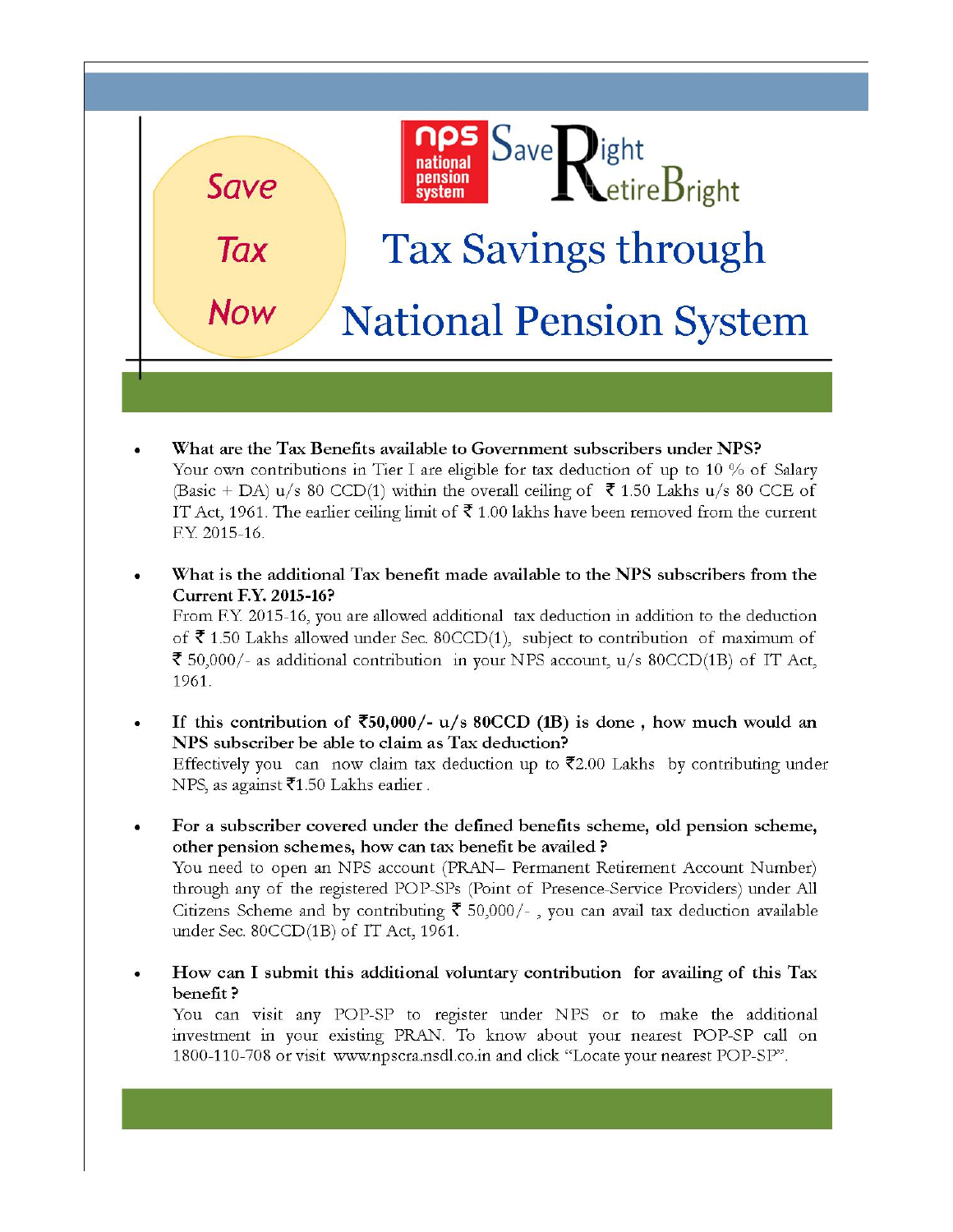Save

Tax

Now

nps national pension system Save Right Retire Bright

# Tax Savings through National Pension System

- **What are the Tax Benefits available to Government subscribers under NPS?**
  Your own contributions in Tier I are eligible for tax deduction of up to 10 % of Salary (Basic + DA) u/s 80 CCD(1) within the overall ceiling of ₹ 1.50 Lakhs u/s 80 CCE of IT Act, 1961. The earlier ceiling limit of ₹ 1.00 lakhs have been removed from the current F.Y. 2015-16.

- **What is the additional Tax benefit made available to the NPS subscribers from the Current F.Y. 2015-16?**
  From F.Y. 2015-16, you are allowed additional tax deduction in addition to the deduction of ₹ 1.50 Lakhs allowed under Sec. 80CCD(1), subject to contribution of maximum of ₹ 50,000/- as additional contribution in your NPS account, u/s 80CCD(1B) of IT Act, 1961.

- **If this contribution of ₹50,000/- u/s 80CCD (1B) is done , how much would an NPS subscriber be able to claim as Tax deduction?**
  Effectively you can now claim tax deduction up to ₹2.00 Lakhs by contributing under NPS, as against ₹1.50 Lakhs earlier .

- **For a subscriber covered under the defined benefits scheme, old pension scheme, other pension schemes, how can tax benefit be availed ?**
  You need to open an NPS account (PRAN– Permanent Retirement Account Number) through any of the registered POP-SPs (Point of Presence-Service Providers) under All Citizens Scheme and by contributing ₹ 50,000/- , you can avail tax deduction available under Sec. 80CCD(1B) of IT Act, 1961.

- **How can I submit this additional voluntary contribution for availing of this Tax benefit ?**
  You can visit any POP-SP to register under NPS or to make the additional investment in your existing PRAN. To know about your nearest POP-SP call on 1800-110-708 or visit www.npscra.nsdl.co.in and click "Locate your nearest POP-SP".